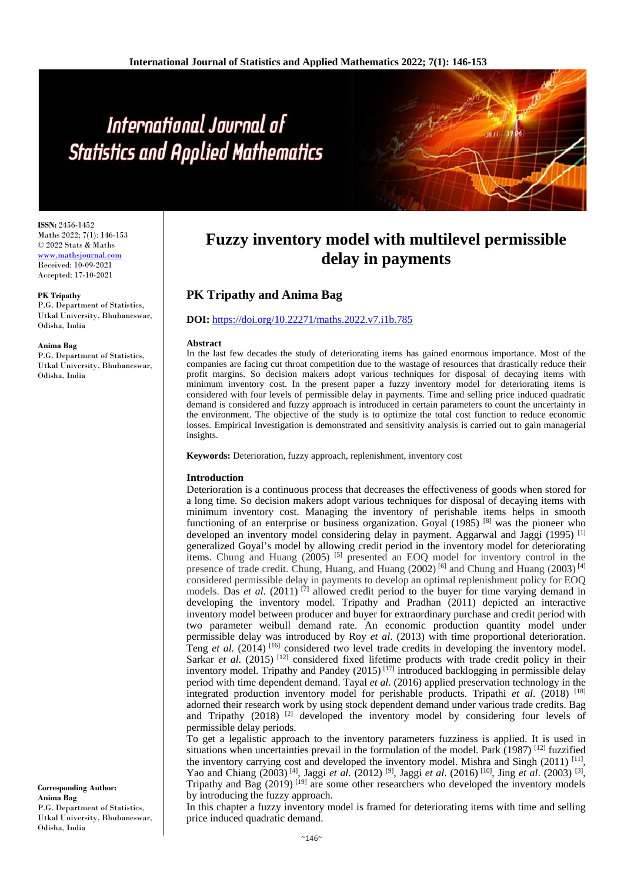# Fuzzy inventory model with multilevel permissible delay in payments

## PK Tripathy and Anima Bag

**ISSN:** 2456-1452
Maths 2022; 7(1): 146-153
© 2022 Stats & Maths
www.mathsjournal.com
Received: 10-09-2021
Accepted: 17-10-2021

**PK Tripathy**
P.G. Department of Statistics, Utkal University, Bhubaneswar, Odisha, India

**Anima Bag**
P.G. Department of Statistics, Utkal University, Bhubaneswar, Odisha, India

**Corresponding Author:**
**Anima Bag**
P.G. Department of Statistics, Utkal University, Bhubaneswar, Odisha, India

**DOI:** https://doi.org/10.22271/maths.2022.v7.i1b.785

### Abstract

In the last few decades the study of deteriorating items has gained enormous importance. Most of the companies are facing cut throat competition due to the wastage of resources that drastically reduce their profit margins. So decision makers adopt various techniques for disposal of decaying items with minimum inventory cost. In the present paper a fuzzy inventory model for deteriorating items is considered with four levels of permissible delay in payments. Time and selling price induced quadratic demand is considered and fuzzy approach is introduced in certain parameters to count the uncertainty in the environment. The objective of the study is to optimize the total cost function to reduce economic losses. Empirical Investigation is demonstrated and sensitivity analysis is carried out to gain managerial insights.

**Keywords:** Deterioration, fuzzy approach, replenishment, inventory cost

### Introduction

Deterioration is a continuous process that decreases the effectiveness of goods when stored for a long time. So decision makers adopt various techniques for disposal of decaying items with minimum inventory cost. Managing the inventory of perishable items helps in smooth functioning of an enterprise or business organization. Goyal (1985) [8] was the pioneer who developed an inventory model considering delay in payment. Aggarwal and Jaggi (1995) [1] generalized Goyal's model by allowing credit period in the inventory model for deteriorating items. Chung and Huang (2005) [5] presented an EOQ model for inventory control in the presence of trade credit. Chung, Huang, and Huang (2002) [6] and Chung and Huang (2003) [4] considered permissible delay in payments to develop an optimal replenishment policy for EOQ models. Das *et al*. (2011) [7] allowed credit period to the buyer for time varying demand in developing the inventory model. Tripathy and Pradhan (2011) depicted an interactive inventory model between producer and buyer for extraordinary purchase and credit period with two parameter weibull demand rate. An economic production quantity model under permissible delay was introduced by Roy *et al*. (2013) with time proportional deterioration. Teng *et al*. (2014) [16] considered two level trade credits in developing the inventory model. Sarkar *et al*. (2015) [12] considered fixed lifetime products with trade credit policy in their inventory model. Tripathy and Pandey (2015) [17] introduced backlogging in permissible delay period with time dependent demand. Tayal *et al*. (2016) applied preservation technology in the integrated production inventory model for perishable products. Tripathi *et al*. (2018) [18] adorned their research work by using stock dependent demand under various trade credits. Bag and Tripathy (2018) [2] developed the inventory model by considering four levels of permissible delay periods.

To get a legalistic approach to the inventory parameters fuzziness is applied. It is used in situations when uncertainties prevail in the formulation of the model. Park (1987) [12] fuzzified the inventory carrying cost and developed the inventory model. Mishra and Singh (2011) [11], Yao and Chiang (2003) [4], Jaggi *et al*. (2012) [9], Jaggi *et al*. (2016) [10], Jing *et al*. (2003) [3], Tripathy and Bag (2019) [19] are some other researchers who developed the inventory models by introducing the fuzzy approach.

In this chapter a fuzzy inventory model is framed for deteriorating items with time and selling price induced quadratic demand.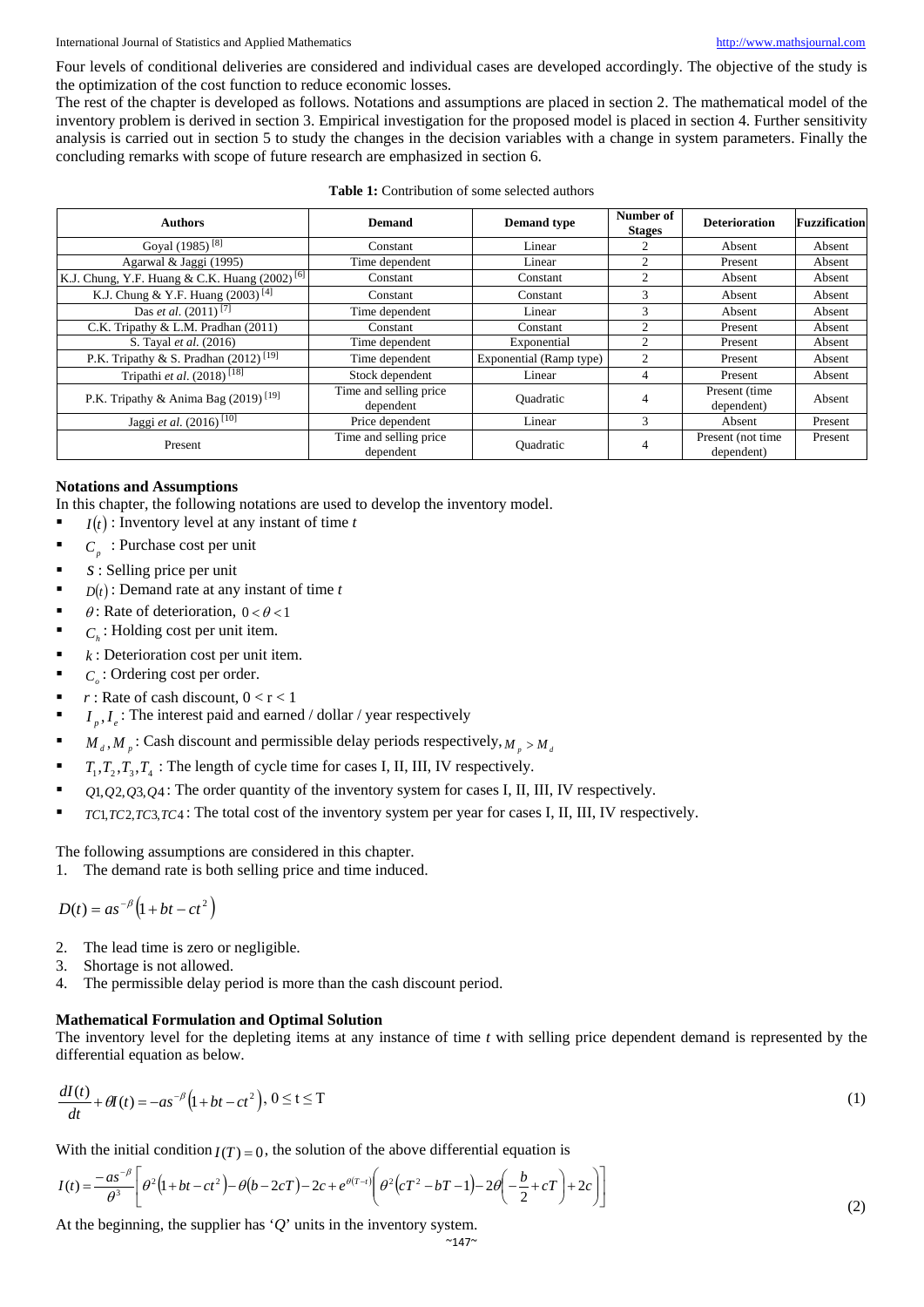Four levels of conditional deliveries are considered and individual cases are developed accordingly. The objective of the study is the optimization of the cost function to reduce economic losses.

The rest of the chapter is developed as follows. Notations and assumptions are placed in section 2. The mathematical model of the inventory problem is derived in section 3. Empirical investigation for the proposed model is placed in section 4. Further sensitivity analysis is carried out in section 5 to study the changes in the decision variables with a change in system parameters. Finally the concluding remarks with scope of future research are emphasized in section 6.

**Table 1:** Contribution of some selected authors

| Authors | Demand | Demand type | Number of Stages | Deterioration | Fuzzification |
|---|---|---|---|---|---|
| Goyal (1985) [8] | Constant | Linear | 2 | Absent | Absent |
| Agarwal & Jaggi (1995) | Time dependent | Linear | 2 | Present | Absent |
| K.J. Chung, Y.F. Huang & C.K. Huang (2002) [6] | Constant | Constant | 2 | Absent | Absent |
| K.J. Chung & Y.F. Huang (2003) [4] | Constant | Constant | 3 | Absent | Absent |
| Das *et al.* (2011) [7] | Time dependent | Linear | 3 | Absent | Absent |
| C.K. Tripathy & L.M. Pradhan (2011) | Constant | Constant | 2 | Present | Absent |
| S. Tayal *et al.* (2016) | Time dependent | Exponential | 2 | Present | Absent |
| P.K. Tripathy & S. Pradhan (2012) [19] | Time dependent | Exponential (Ramp type) | 2 | Present | Absent |
| Tripathi *et al.* (2018) [18] | Stock dependent | Linear | 4 | Present | Absent |
| P.K. Tripathy & Anima Bag (2019) [19] | Time and selling price dependent | Quadratic | 4 | Present (time dependent) | Absent |
| Jaggi *et al.* (2016) [10] | Price dependent | Linear | 3 | Absent | Present |
| Present | Time and selling price dependent | Quadratic | 4 | Present (not time dependent) | Present |

## Notations and Assumptions

In this chapter, the following notations are used to develop the inventory model.

- $I(t)$ : Inventory level at any instant of time $t$
- $C_p$ : Purchase cost per unit
- $s$ : Selling price per unit
- $D(t)$ : Demand rate at any instant of time $t$
- $\theta$ : Rate of deterioration, $0 < \theta < 1$
- $C_h$ : Holding cost per unit item.
- $k$ : Deterioration cost per unit item.
- $C_o$ : Ordering cost per order.
- $r$ : Rate of cash discount, $0 < r < 1$
- $I_p, I_e$ : The interest paid and earned / dollar / year respectively
- $M_d, M_p$ : Cash discount and permissible delay periods respectively, $M_p > M_d$
- $T_1, T_2, T_3, T_4$ : The length of cycle time for cases I, II, III, IV respectively.
- $Q1, Q2, Q3, Q4$ : The order quantity of the inventory system for cases I, II, III, IV respectively.
- $TC1, TC2, TC3, TC4$ : The total cost of the inventory system per year for cases I, II, III, IV respectively.

The following assumptions are considered in this chapter.

1. The demand rate is both selling price and time induced.

$$D(t) = as^{-\beta}\left(1 + bt - ct^2\right)$$

2. The lead time is zero or negligible.
3. Shortage is not allowed.
4. The permissible delay period is more than the cash discount period.

## Mathematical Formulation and Optimal Solution

The inventory level for the depleting items at any instance of time $t$ with selling price dependent demand is represented by the differential equation as below.

$$\frac{dI(t)}{dt} + \theta I(t) = -as^{-\beta}\left(1 + bt - ct^2\right),\ 0 \le t \le T \tag{1}$$

With the initial condition $I(T) = 0$, the solution of the above differential equation is

$$I(t) = \frac{-as^{-\beta}}{\theta^3}\left[\theta^2\left(1 + bt - ct^2\right) - \theta\left(b - 2cT\right) - 2c + e^{\theta(T-t)}\left(\theta^2\left(cT^2 - bT - 1\right) - 2\theta\left(-\frac{b}{2} + cT\right) + 2c\right)\right] \tag{2}$$

At the beginning, the supplier has '$Q$' units in the inventory system.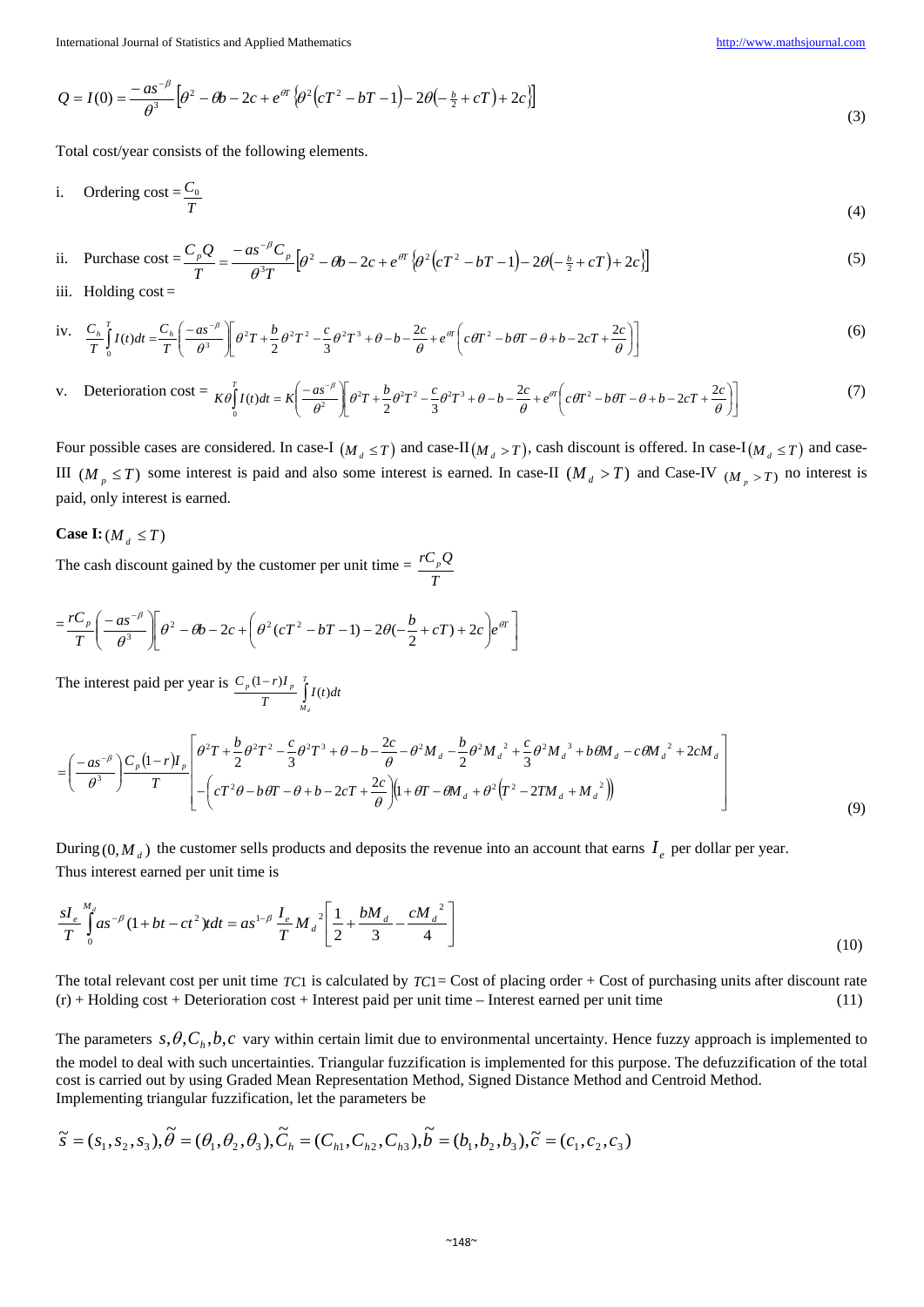$$Q = I(0) = \frac{-as^{-\beta}}{\theta^3}\left[\theta^2 - \theta b - 2c + e^{\theta T}\left\{\theta^2\left(cT^2 - bT - 1\right) - 2\theta\left(-\tfrac{b}{2} + cT\right) + 2c\right\}\right] \tag{3}$$

Total cost/year consists of the following elements.

i. Ordering cost $= \dfrac{C_0}{T}$ (4)

ii. Purchase cost $= \dfrac{C_p Q}{T} = \dfrac{-as^{-\beta}C_p}{\theta^3 T}\left[\theta^2 - \theta b - 2c + e^{\theta T}\left\{\theta^2\left(cT^2 - bT - 1\right) - 2\theta\left(-\tfrac{b}{2} + cT\right) + 2c\right\}\right]$ (5)

iii. Holding cost =

iv. $\dfrac{C_h}{T}\displaystyle\int_0^T I(t)dt = \dfrac{C_h}{T}\left(\dfrac{-as^{-\beta}}{\theta^3}\right)\left[\theta^2 T + \dfrac{b}{2}\theta^2 T^2 - \dfrac{c}{3}\theta^2 T^3 + \theta - b - \dfrac{2c}{\theta} + e^{\theta T}\left(c\theta T^2 - b\theta T - \theta + b - 2cT + \dfrac{2c}{\theta}\right)\right]$ (6)

v. Deterioration cost $= K\theta\displaystyle\int_0^T I(t)dt = K\left(\dfrac{-as^{-\beta}}{\theta^2}\right)\left[\theta^2 T + \dfrac{b}{2}\theta^2 T^2 - \dfrac{c}{3}\theta^2 T^3 + \theta - b - \dfrac{2c}{\theta} + e^{\theta T}\left(c\theta T^2 - b\theta T - \theta + b - 2cT + \dfrac{2c}{\theta}\right)\right]$ (7)

Four possible cases are considered. In case-I $(M_d \le T)$ and case-II $(M_d > T)$, cash discount is offered. In case-I $(M_d \le T)$ and case-III $(M_p \le T)$ some interest is paid and also some interest is earned. In case-II $(M_d > T)$ and Case-IV $(M_p > T)$ no interest is paid, only interest is earned.

**Case I:** $(M_d \le T)$

The cash discount gained by the customer per unit time $= \dfrac{rC_pQ}{T}$

$$= \frac{rC_p}{T}\left(\frac{-as^{-\beta}}{\theta^3}\right)\left[\theta^2 - \theta b - 2c + \left(\theta^2(cT^2 - bT - 1) - 2\theta(-\frac{b}{2} + cT) + 2c\right)e^{\theta T}\right]$$

The interest paid per year is $\dfrac{C_p(1-r)I_p}{T}\displaystyle\int_{M_d}^{T} I(t)dt$

$$= \left(\frac{-as^{-\beta}}{\theta^3}\right)\frac{C_p(1-r)I_p}{T}\left[\begin{array}{l}\theta^2 T + \dfrac{b}{2}\theta^2 T^2 - \dfrac{c}{3}\theta^2 T^3 + \theta - b - \dfrac{2c}{\theta} - \theta^2 M_d - \dfrac{b}{2}\theta^2 M_d^2 + \dfrac{c}{3}\theta^2 M_d^3 + b\theta M_d - c\theta M_d^2 + 2cM_d \\ -\left(cT^2\theta - b\theta T - \theta + b - 2cT + \dfrac{2c}{\theta}\right)\left(1 + \theta T - \theta M_d + \theta^2\left(T^2 - 2TM_d + M_d^2\right)\right)\end{array}\right] \tag{9}$$

During $(0, M_d)$ the customer sells products and deposits the revenue into an account that earns $I_e$ per dollar per year. Thus interest earned per unit time is

$$\frac{sI_e}{T}\int_0^{M_d} as^{-\beta}(1 + bt - ct^2)tdt = as^{1-\beta}\,\frac{I_e}{T}M_d^2\left[\frac{1}{2} + \frac{bM_d}{3} - \frac{cM_d^2}{4}\right] \tag{10}$$

The total relevant cost per unit time $TC1$ is calculated by $TC1$= Cost of placing order + Cost of purchasing units after discount rate (r) + Holding cost + Deterioration cost + Interest paid per unit time – Interest earned per unit time (11)

The parameters $s, \theta, C_h, b, c$ vary within certain limit due to environmental uncertainty. Hence fuzzy approach is implemented to the model to deal with such uncertainties. Triangular fuzzification is implemented for this purpose. The defuzzification of the total cost is carried out by using Graded Mean Representation Method, Signed Distance Method and Centroid Method.
Implementing triangular fuzzification, let the parameters be

$$\tilde{s} = (s_1, s_2, s_3), \tilde{\theta} = (\theta_1, \theta_2, \theta_3), \tilde{C}_h = (C_{h1}, C_{h2}, C_{h3}), \tilde{b} = (b_1, b_2, b_3), \tilde{c} = (c_1, c_2, c_3)$$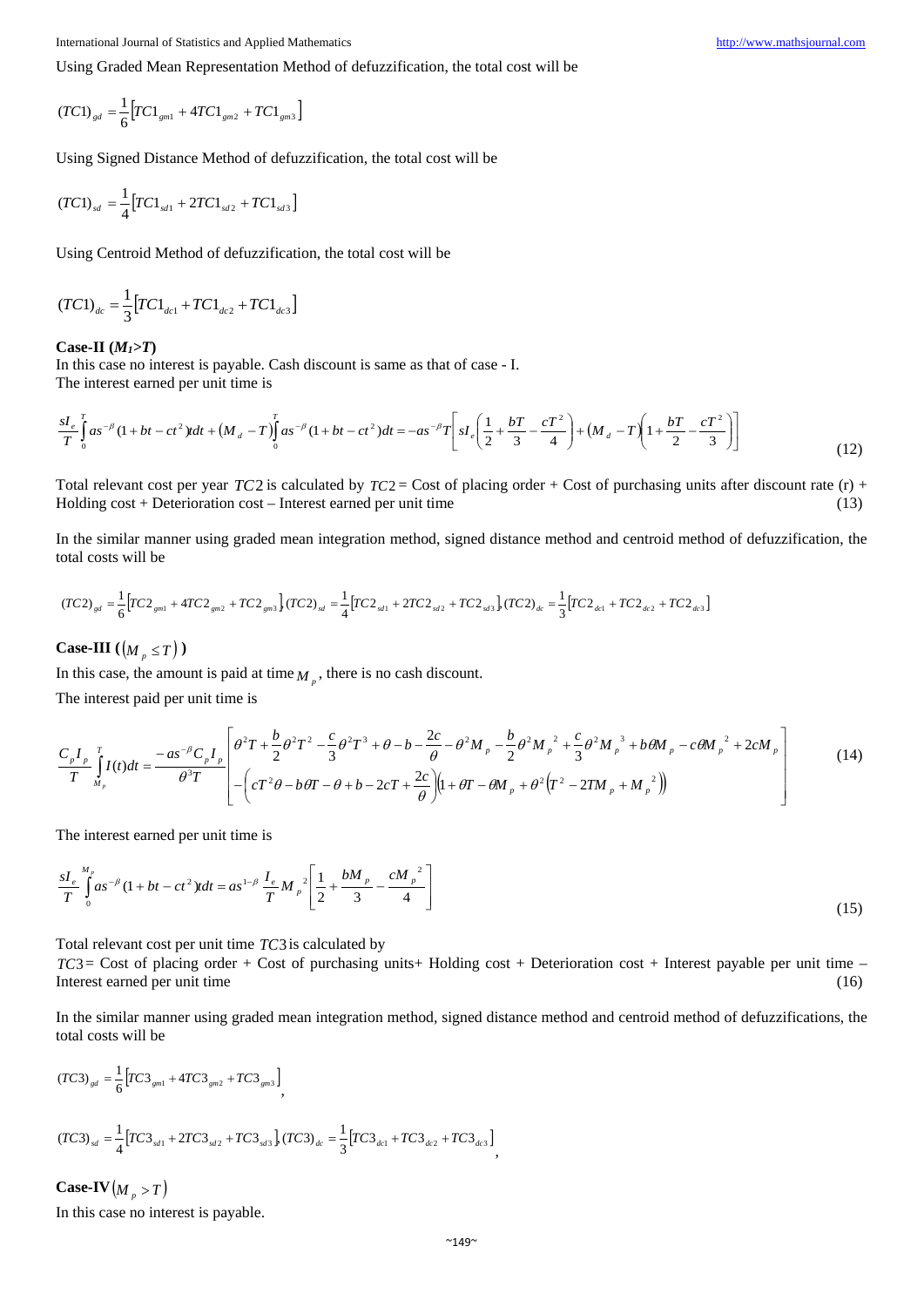Using Graded Mean Representation Method of defuzzification, the total cost will be

$$(TC1)_{gd} = \frac{1}{6}\left[TC1_{gm1} + 4TC1_{gm2} + TC1_{gm3}\right]$$

Using Signed Distance Method of defuzzification, the total cost will be

$$(TC1)_{sd} = \frac{1}{4}\left[TC1_{sd1} + 2TC1_{sd2} + TC1_{sd3}\right]$$

Using Centroid Method of defuzzification, the total cost will be

$$(TC1)_{dc} = \frac{1}{3}\left[TC1_{dc1} + TC1_{dc2} + TC1_{dc3}\right]$$

**Case-II ($M_1 > T$)**

In this case no interest is payable. Cash discount is same as that of case - I.

The interest earned per unit time is

$$\frac{sI_e}{T}\int_0^T as^{-\beta}(1+bt-ct^2)tdt + (M_d - T)\int_0^T as^{-\beta}(1+bt-ct^2)dt = -as^{-\beta}T\left[sI_e\left(\frac{1}{2}+\frac{bT}{3}-\frac{cT^2}{4}\right)+(M_d-T)\left(1+\frac{bT}{2}-\frac{cT^2}{3}\right)\right] \tag{12}$$

Total relevant cost per year $TC2$ is calculated by $TC2$ = Cost of placing order + Cost of purchasing units after discount rate (r) + Holding cost + Deterioration cost – Interest earned per unit time (13)

In the similar manner using graded mean integration method, signed distance method and centroid method of defuzzification, the total costs will be

$$(TC2)_{gd} = \frac{1}{6}\left[TC2_{gm1} + 4TC2_{gm2} + TC2_{gm3}\right], (TC2)_{sd} = \frac{1}{4}\left[TC2_{sd1} + 2TC2_{sd2} + TC2_{sd3}\right], (TC2)_{dc} = \frac{1}{3}\left[TC2_{dc1} + TC2_{dc2} + TC2_{dc3}\right]$$

**Case-III ($(M_p \le T)$)**

In this case, the amount is paid at time $M_p$, there is no cash discount.

The interest paid per unit time is

$$\frac{C_p I_p}{T}\int_{M_p}^{T} I(t)dt = \frac{-as^{-\beta}C_p I_p}{\theta^3 T}\left[\begin{aligned}&\theta^2 T + \frac{b}{2}\theta^2T^2 - \frac{c}{3}\theta^2T^3 + \theta - b - \frac{2c}{\theta} - \theta^2 M_p - \frac{b}{2}\theta^2 M_p^{\,2} + \frac{c}{3}\theta^2 M_p^{\,3} + b\theta M_p - c\theta M_p^{\,2} + 2cM_p\\ &-\left(cT^2\theta - b\theta T - \theta + b - 2cT + \frac{2c}{\theta}\right)\left(1+\theta T - \theta M_p + \theta^2\left(T^2 - 2TM_p + M_p^{\,2}\right)\right)\end{aligned}\right] \tag{14}$$

The interest earned per unit time is

$$\frac{sI_e}{T}\int_0^{M_p} as^{-\beta}(1+bt-ct^2)tdt = as^{1-\beta}\frac{I_e}{T}M_p^{\,2}\left[\frac{1}{2}+\frac{bM_p}{3}-\frac{cM_p^{\,2}}{4}\right] \tag{15}$$

Total relevant cost per unit time $TC3$ is calculated by

$TC3$ = Cost of placing order + Cost of purchasing units+ Holding cost + Deterioration cost + Interest payable per unit time – Interest earned per unit time (16)

In the similar manner using graded mean integration method, signed distance method and centroid method of defuzzifications, the total costs will be

$$(TC3)_{gd} = \frac{1}{6}\left[TC3_{gm1} + 4TC3_{gm2} + TC3_{gm3}\right],$$

$$(TC3)_{sd} = \frac{1}{4}\left[TC3_{sd1} + 2TC3_{sd2} + TC3_{sd3}\right], (TC3)_{dc} = \frac{1}{3}\left[TC3_{dc1} + TC3_{dc2} + TC3_{dc3}\right],$$

**Case-IV ($M_p > T$)**

In this case no interest is payable.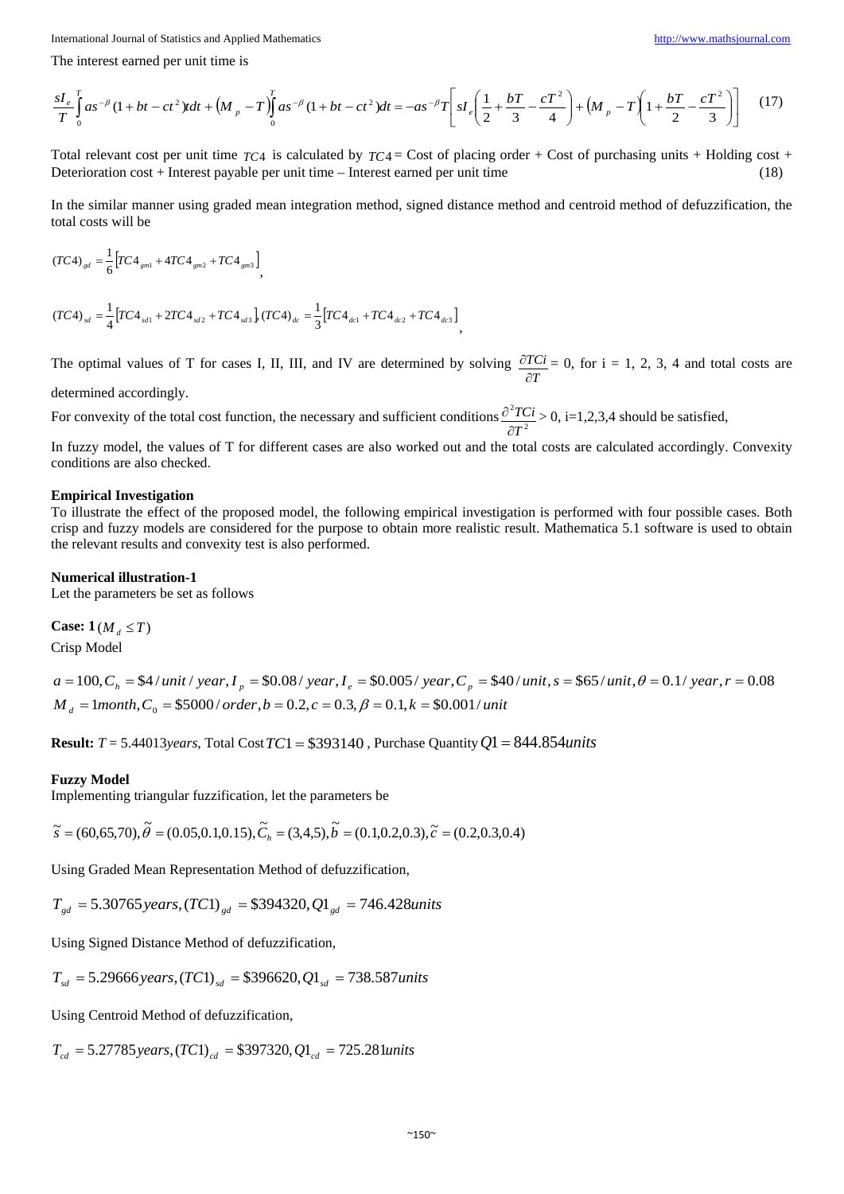The interest earned per unit time is

$$\frac{sI_e}{T}\int_0^T as^{-\beta}(1+bt-ct^2)tdt + \left(M_p - T\right)\int_0^T as^{-\beta}(1+bt-ct^2)dt = -as^{-\beta}T\left[sI_e\left(\frac{1}{2}+\frac{bT}{3}-\frac{cT^2}{4}\right)+\left(M_p - T\right)\left(1+\frac{bT}{2}-\frac{cT^2}{3}\right)\right] \quad (17)$$

Total relevant cost per unit time $TC4$ is calculated by $TC4$ = Cost of placing order + Cost of purchasing units + Holding cost + Deterioration cost + Interest payable per unit time – Interest earned per unit time (18)

In the similar manner using graded mean integration method, signed distance method and centroid method of defuzzification, the total costs will be

$$(TC4)_{gd} = \frac{1}{6}\left[TC4_{gm1} + 4TC4_{gm2} + TC4_{gm3}\right],$$

$$(TC4)_{sd} = \frac{1}{4}\left[TC4_{sd1} + 2TC4_{sd2} + TC4_{sd3}\right], (TC4)_{dc} = \frac{1}{3}\left[TC4_{dc1} + TC4_{dc2} + TC4_{dc3}\right],$$

The optimal values of T for cases I, II, III, and IV are determined by solving $\frac{\partial TCi}{\partial T} = 0$, for i = 1, 2, 3, 4 and total costs are determined accordingly.

For convexity of the total cost function, the necessary and sufficient conditions $\frac{\partial^2 TCi}{\partial T^2} > 0$, i=1,2,3,4 should be satisfied,

In fuzzy model, the values of T for different cases are also worked out and the total costs are calculated accordingly. Convexity conditions are also checked.

**Empirical Investigation**

To illustrate the effect of the proposed model, the following empirical investigation is performed with four possible cases. Both crisp and fuzzy models are considered for the purpose to obtain more realistic result. Mathematica 5.1 software is used to obtain the relevant results and convexity test is also performed.

**Numerical illustration-1**

Let the parameters be set as follows

**Case: 1** $(M_d \leq T)$

Crisp Model

$$a = 100, C_h = \$4/unit/year, I_p = \$0.08/year, I_e = \$0.005/year, C_p = \$40/unit, s = \$65/unit, \theta = 0.1/year, r = 0.08$$
$$M_d = 1month, C_0 = \$5000/order, b = 0.2, c = 0.3, \beta = 0.1, k = \$0.001/unit$$

**Result:** $T = 5.44013 years$, Total Cost $TC1 = \$393140$ , Purchase Quantity $Q1 = 844.854 units$

**Fuzzy Model**

Implementing triangular fuzzification, let the parameters be

$$\tilde{s} = (60,65,70), \tilde{\theta} = (0.05,0.1,0.15), \tilde{C}_h = (3,4,5), \tilde{b} = (0.1,0.2,0.3), \tilde{c} = (0.2,0.3,0.4)$$

Using Graded Mean Representation Method of defuzzification,

$$T_{gd} = 5.30765 years, (TC1)_{gd} = \$394320, Q1_{gd} = 746.428 units$$

Using Signed Distance Method of defuzzification,

$$T_{sd} = 5.29666 years, (TC1)_{sd} = \$396620, Q1_{sd} = 738.587 units$$

Using Centroid Method of defuzzification,

$$T_{cd} = 5.27785 years, (TC1)_{cd} = \$397320, Q1_{cd} = 725.281 units$$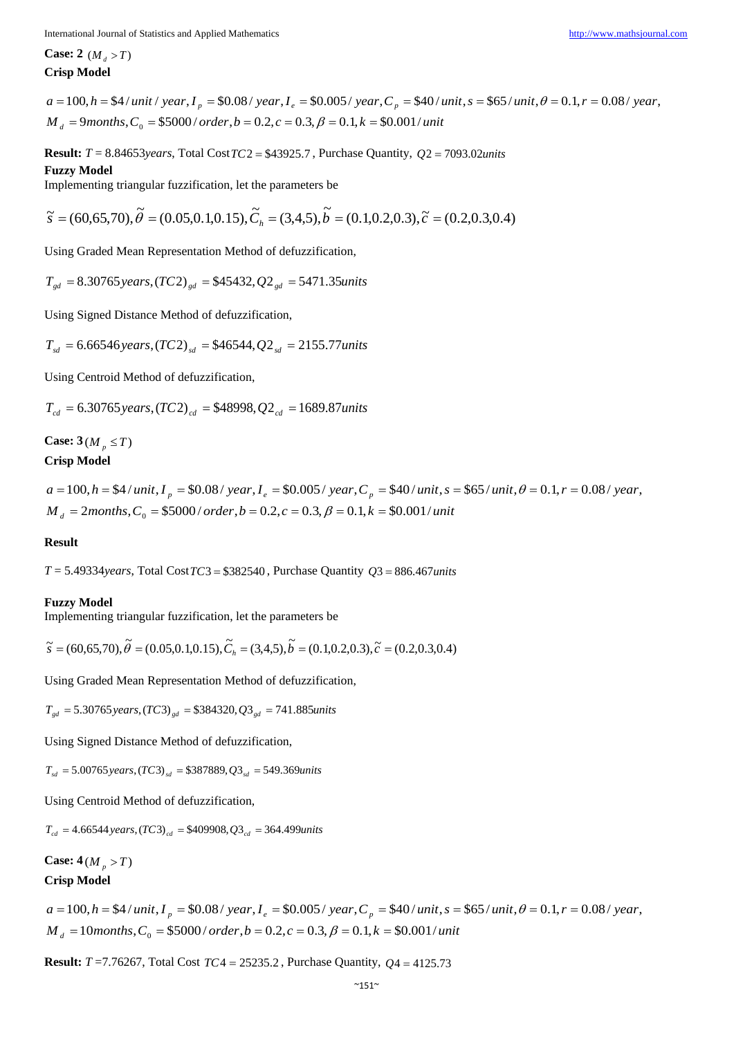**Case: 2** $(M_d > T)$

**Crisp Model**

$$a = 100, h = \$4/unit/year, I_p = \$0.08/year, I_e = \$0.005/year, C_p = \$40/unit, s = \$65/unit, \theta = 0.1, r = 0.08/year,$$
$$M_d = 9months, C_0 = \$5000/order, b = 0.2, c = 0.3, \beta = 0.1, k = \$0.001/unit$$

**Result:** $T = 8.84653 years$, Total Cost $TC2 = \$43925.7$, Purchase Quantity, $Q2 = 7093.02 units$

**Fuzzy Model**

Implementing triangular fuzzification, let the parameters be

$$\tilde{s} = (60,65,70), \tilde{\theta} = (0.05,0.1,0.15), \tilde{C}_h = (3,4,5), \tilde{b} = (0.1,0.2,0.3), \tilde{c} = (0.2,0.3,0.4)$$

Using Graded Mean Representation Method of defuzzification,

$$T_{gd} = 8.30765 years, (TC2)_{gd} = \$45432, Q2_{gd} = 5471.35 units$$

Using Signed Distance Method of defuzzification,

$$T_{sd} = 6.66546 years, (TC2)_{sd} = \$46544, Q2_{sd} = 2155.77 units$$

Using Centroid Method of defuzzification,

$$T_{cd} = 6.30765 years, (TC2)_{cd} = \$48998, Q2_{cd} = 1689.87 units$$

**Case: 3** $(M_p \le T)$

**Crisp Model**

$$a = 100, h = \$4/unit, I_p = \$0.08/year, I_e = \$0.005/year, C_p = \$40/unit, s = \$65/unit, \theta = 0.1, r = 0.08/year,$$
$$M_d = 2months, C_0 = \$5000/order, b = 0.2, c = 0.3, \beta = 0.1, k = \$0.001/unit$$

**Result**

$T = 5.49334 years$, Total Cost $TC3 = \$382540$, Purchase Quantity $Q3 = 886.467 units$

**Fuzzy Model**

Implementing triangular fuzzification, let the parameters be

$$\tilde{s} = (60,65,70), \tilde{\theta} = (0.05,0.1,0.15), \tilde{C}_h = (3,4,5), \tilde{b} = (0.1,0.2,0.3), \tilde{c} = (0.2,0.3,0.4)$$

Using Graded Mean Representation Method of defuzzification,

$$T_{gd} = 5.30765 years, (TC3)_{gd} = \$384320, Q3_{gd} = 741.885 units$$

Using Signed Distance Method of defuzzification,

$$T_{sd} = 5.00765 years, (TC3)_{sd} = \$387889, Q3_{sd} = 549.369 units$$

Using Centroid Method of defuzzification,

$$T_{cd} = 4.66544 years, (TC3)_{cd} = \$409908, Q3_{cd} = 364.499 units$$

**Case: 4** $(M_p > T)$

**Crisp Model**

$$a = 100, h = \$4/unit, I_p = \$0.08/year, I_e = \$0.005/year, C_p = \$40/unit, s = \$65/unit, \theta = 0.1, r = 0.08/year,$$
$$M_d = 10months, C_0 = \$5000/order, b = 0.2, c = 0.3, \beta = 0.1, k = \$0.001/unit$$

**Result:** $T$ =7.76267, Total Cost $TC4 = 25235.2$, Purchase Quantity, $Q4 = 4125.73$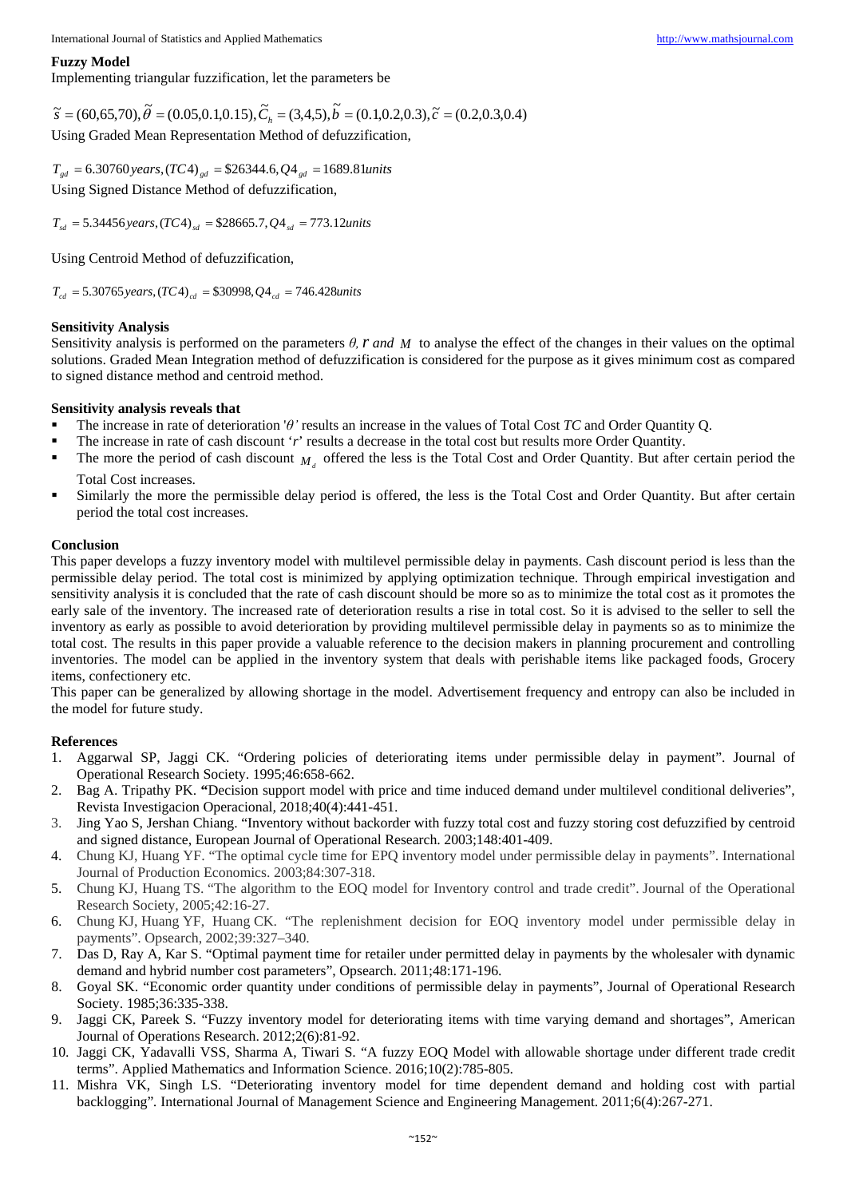**Fuzzy Model**

Implementing triangular fuzzification, let the parameters be

$$\tilde{s} = (60,65,70), \tilde{\theta} = (0.05,0.1,0.15), \tilde{C}_h = (3,4,5), \tilde{b} = (0.1,0.2,0.3), \tilde{c} = (0.2,0.3,0.4)$$

Using Graded Mean Representation Method of defuzzification,

$$T_{gd} = 6.30760\,years, (TC4)_{gd} = \$26344.6, Q4_{gd} = 1689.81\,units$$

Using Signed Distance Method of defuzzification,

$$T_{sd} = 5.34456\,years, (TC4)_{sd} = \$28665.7, Q4_{sd} = 773.12\,units$$

Using Centroid Method of defuzzification,

$$T_{cd} = 5.30765\,years, (TC4)_{cd} = \$30998, Q4_{cd} = 746.428\,units$$

**Sensitivity Analysis**

Sensitivity analysis is performed on the parameters $\theta$, $r$ and $M$ to analyse the effect of the changes in their values on the optimal solutions. Graded Mean Integration method of defuzzification is considered for the purpose as it gives minimum cost as compared to signed distance method and centroid method.

**Sensitivity analysis reveals that**

- The increase in rate of deterioration '$\theta$' results an increase in the values of Total Cost *TC* and Order Quantity Q.
- The increase in rate of cash discount '$r$' results a decrease in the total cost but results more Order Quantity.
- The more the period of cash discount $M_d$ offered the less is the Total Cost and Order Quantity. But after certain period the Total Cost increases.
- Similarly the more the permissible delay period is offered, the less is the Total Cost and Order Quantity. But after certain period the total cost increases.

**Conclusion**

This paper develops a fuzzy inventory model with multilevel permissible delay in payments. Cash discount period is less than the permissible delay period. The total cost is minimized by applying optimization technique. Through empirical investigation and sensitivity analysis it is concluded that the rate of cash discount should be more so as to minimize the total cost as it promotes the early sale of the inventory. The increased rate of deterioration results a rise in total cost. So it is advised to the seller to sell the inventory as early as possible to avoid deterioration by providing multilevel permissible delay in payments so as to minimize the total cost. The results in this paper provide a valuable reference to the decision makers in planning procurement and controlling inventories. The model can be applied in the inventory system that deals with perishable items like packaged foods, Grocery items, confectionery etc.

This paper can be generalized by allowing shortage in the model. Advertisement frequency and entropy can also be included in the model for future study.

**References**

1. Aggarwal SP, Jaggi CK. "Ordering policies of deteriorating items under permissible delay in payment". Journal of Operational Research Society. 1995;46:658-662.
2. Bag A. Tripathy PK. "Decision support model with price and time induced demand under multilevel conditional deliveries", Revista Investigacion Operacional, 2018;40(4):441-451.
3. Jing Yao S, Jershan Chiang. "Inventory without backorder with fuzzy total cost and fuzzy storing cost defuzzified by centroid and signed distance, European Journal of Operational Research. 2003;148:401-409.
4. Chung KJ, Huang YF. "The optimal cycle time for EPQ inventory model under permissible delay in payments". International Journal of Production Economics. 2003;84:307-318.
5. Chung KJ, Huang TS. "The algorithm to the EOQ model for Inventory control and trade credit". Journal of the Operational Research Society, 2005;42:16-27.
6. Chung KJ, Huang YF, Huang CK. "The replenishment decision for EOQ inventory model under permissible delay in payments". Opsearch, 2002;39:327–340.
7. Das D, Ray A, Kar S. "Optimal payment time for retailer under permitted delay in payments by the wholesaler with dynamic demand and hybrid number cost parameters", Opsearch. 2011;48:171-196.
8. Goyal SK. "Economic order quantity under conditions of permissible delay in payments", Journal of Operational Research Society. 1985;36:335-338.
9. Jaggi CK, Pareek S. "Fuzzy inventory model for deteriorating items with time varying demand and shortages", American Journal of Operations Research. 2012;2(6):81-92.
10. Jaggi CK, Yadavalli VSS, Sharma A, Tiwari S. "A fuzzy EOQ Model with allowable shortage under different trade credit terms". Applied Mathematics and Information Science. 2016;10(2):785-805.
11. Mishra VK, Singh LS. "Deteriorating inventory model for time dependent demand and holding cost with partial backlogging". International Journal of Management Science and Engineering Management. 2011;6(4):267-271.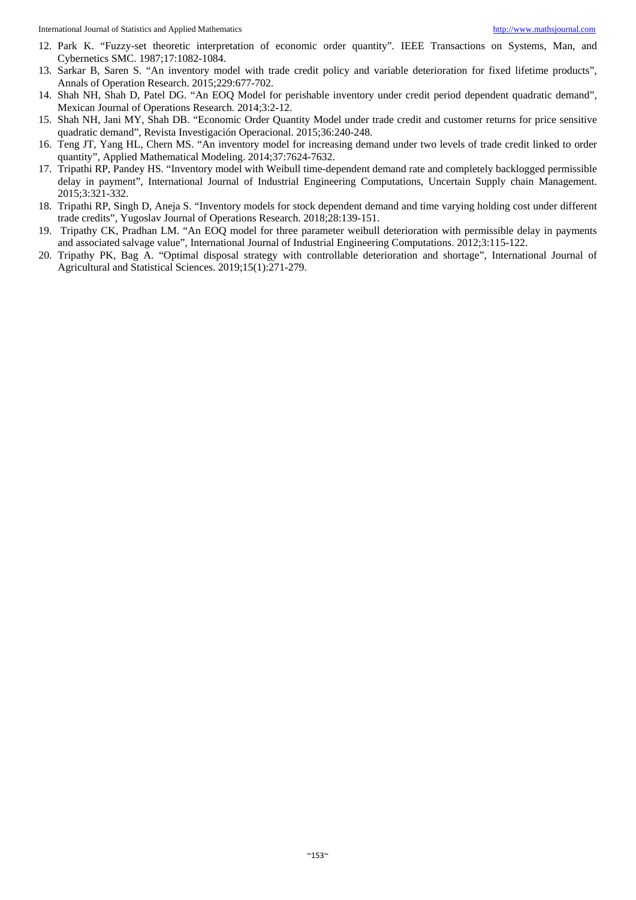12. Park K. "Fuzzy-set theoretic interpretation of economic order quantity". IEEE Transactions on Systems, Man, and Cybernetics SMC. 1987;17:1082-1084.
13. Sarkar B, Saren S. "An inventory model with trade credit policy and variable deterioration for fixed lifetime products", Annals of Operation Research. 2015;229:677-702.
14. Shah NH, Shah D, Patel DG. "An EOQ Model for perishable inventory under credit period dependent quadratic demand", Mexican Journal of Operations Research. 2014;3:2-12.
15. Shah NH, Jani MY, Shah DB. "Economic Order Quantity Model under trade credit and customer returns for price sensitive quadratic demand", Revista Investigación Operacional. 2015;36:240-248.
16. Teng JT, Yang HL, Chern MS. "An inventory model for increasing demand under two levels of trade credit linked to order quantity", Applied Mathematical Modeling. 2014;37:7624-7632.
17. Tripathi RP, Pandey HS. "Inventory model with Weibull time-dependent demand rate and completely backlogged permissible delay in payment", International Journal of Industrial Engineering Computations, Uncertain Supply chain Management. 2015;3:321-332.
18. Tripathi RP, Singh D, Aneja S. "Inventory models for stock dependent demand and time varying holding cost under different trade credits", Yugoslav Journal of Operations Research. 2018;28:139-151.
19. Tripathy CK, Pradhan LM. "An EOQ model for three parameter weibull deterioration with permissible delay in payments and associated salvage value", International Journal of Industrial Engineering Computations. 2012;3:115-122.
20. Tripathy PK, Bag A. "Optimal disposal strategy with controllable deterioration and shortage", International Journal of Agricultural and Statistical Sciences. 2019;15(1):271-279.